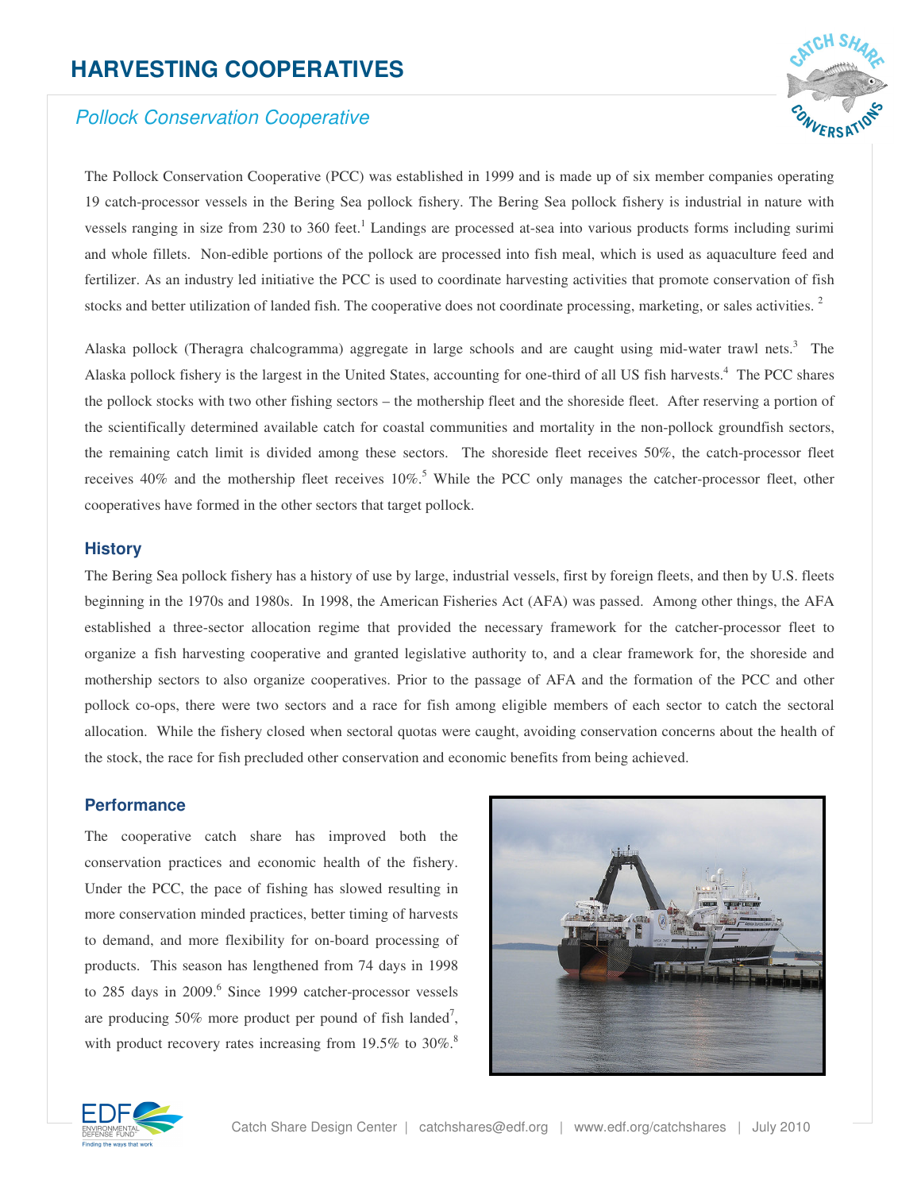# HARVESTING COOPERATIVES

## *Pollock Conservation Cooperative*

The Pollock Conservation Cooperative (PCC) was established in 1999 and is made up of six member companies operating 19 catch-processor vessels in the Bering Sea pollock fishery. The Bering Sea pollock fishery is industrial in nature with vessels ranging in size from 230 to 360 feet.[1] Landings are processed at-sea into various products forms including surimi and whole fillets. Non-edible portions of the pollock are processed into fish meal, which is used as aquaculture feed and fertilizer. As an industry led initiative the PCC is used to coordinate harvesting activities that promote conservation of fish stocks and better utilization of landed fish. The cooperative does not coordinate processing, marketing, or sales activities. [2]

Alaska pollock (Theragra chalcogramma) aggregate in large schools and are caught using mid-water trawl nets.[3] The Alaska pollock fishery is the largest in the United States, accounting for one-third of all US fish harvests.[4] The PCC shares the pollock stocks with two other fishing sectors – the mothership fleet and the shoreside fleet. After reserving a portion of the scientifically determined available catch for coastal communities and mortality in the non-pollock groundfish sectors, the remaining catch limit is divided among these sectors. The shoreside fleet receives 50%, the catch-processor fleet receives 40% and the mothership fleet receives 10%.[5] While the PCC only manages the catcher-processor fleet, other cooperatives have formed in the other sectors that target pollock.

### History

The Bering Sea pollock fishery has a history of use by large, industrial vessels, first by foreign fleets, and then by U.S. fleets beginning in the 1970s and 1980s. In 1998, the American Fisheries Act (AFA) was passed. Among other things, the AFA established a three-sector allocation regime that provided the necessary framework for the catcher-processor fleet to organize a fish harvesting cooperative and granted legislative authority to, and a clear framework for, the shoreside and mothership sectors to also organize cooperatives. Prior to the passage of AFA and the formation of the PCC and other pollock co-ops, there were two sectors and a race for fish among eligible members of each sector to catch the sectoral allocation. While the fishery closed when sectoral quotas were caught, avoiding conservation concerns about the health of the stock, the race for fish precluded other conservation and economic benefits from being achieved.

### Performance

The cooperative catch share has improved both the conservation practices and economic health of the fishery. Under the PCC, the pace of fishing has slowed resulting in more conservation minded practices, better timing of harvests to demand, and more flexibility for on-board processing of products. This season has lengthened from 74 days in 1998 to 285 days in 2009.[6] Since 1999 catcher-processor vessels are producing 50% more product per pound of fish landed[7], with product recovery rates increasing from 19.5% to 30%.[8]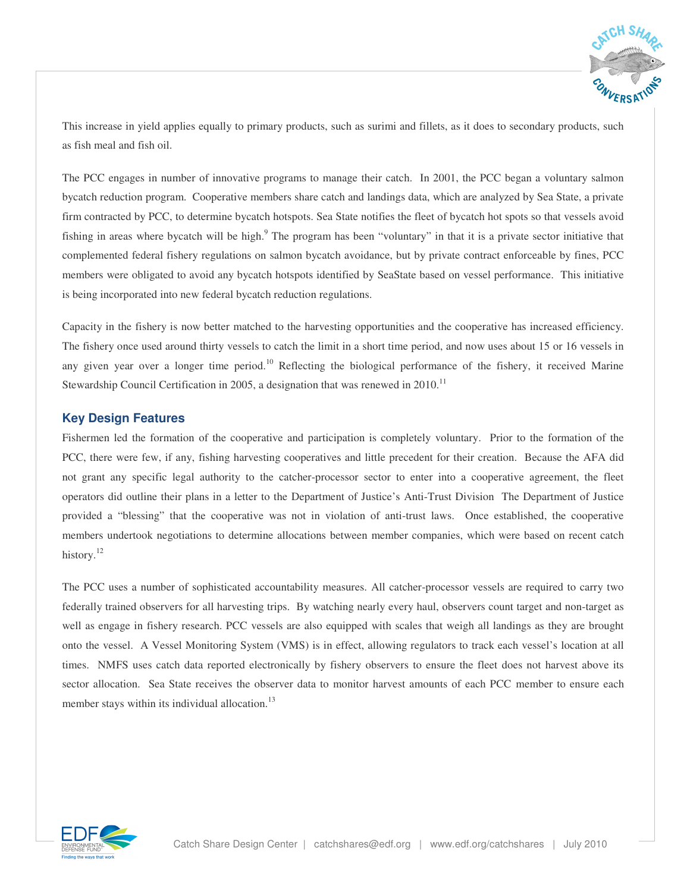This increase in yield applies equally to primary products, such as surimi and fillets, as it does to secondary products, such as fish meal and fish oil.

The PCC engages in number of innovative programs to manage their catch. In 2001, the PCC began a voluntary salmon bycatch reduction program. Cooperative members share catch and landings data, which are analyzed by Sea State, a private firm contracted by PCC, to determine bycatch hotspots. Sea State notifies the fleet of bycatch hot spots so that vessels avoid fishing in areas where bycatch will be high.[9] The program has been "voluntary" in that it is a private sector initiative that complemented federal fishery regulations on salmon bycatch avoidance, but by private contract enforceable by fines, PCC members were obligated to avoid any bycatch hotspots identified by SeaState based on vessel performance. This initiative is being incorporated into new federal bycatch reduction regulations.

Capacity in the fishery is now better matched to the harvesting opportunities and the cooperative has increased efficiency. The fishery once used around thirty vessels to catch the limit in a short time period, and now uses about 15 or 16 vessels in any given year over a longer time period.[10] Reflecting the biological performance of the fishery, it received Marine Stewardship Council Certification in 2005, a designation that was renewed in 2010.[11]

## Key Design Features

Fishermen led the formation of the cooperative and participation is completely voluntary. Prior to the formation of the PCC, there were few, if any, fishing harvesting cooperatives and little precedent for their creation. Because the AFA did not grant any specific legal authority to the catcher-processor sector to enter into a cooperative agreement, the fleet operators did outline their plans in a letter to the Department of Justice's Anti-Trust Division The Department of Justice provided a "blessing" that the cooperative was not in violation of anti-trust laws. Once established, the cooperative members undertook negotiations to determine allocations between member companies, which were based on recent catch history.[12]

The PCC uses a number of sophisticated accountability measures. All catcher-processor vessels are required to carry two federally trained observers for all harvesting trips. By watching nearly every haul, observers count target and non-target as well as engage in fishery research. PCC vessels are also equipped with scales that weigh all landings as they are brought onto the vessel. A Vessel Monitoring System (VMS) is in effect, allowing regulators to track each vessel's location at all times. NMFS uses catch data reported electronically by fishery observers to ensure the fleet does not harvest above its sector allocation. Sea State receives the observer data to monitor harvest amounts of each PCC member to ensure each member stays within its individual allocation.[13]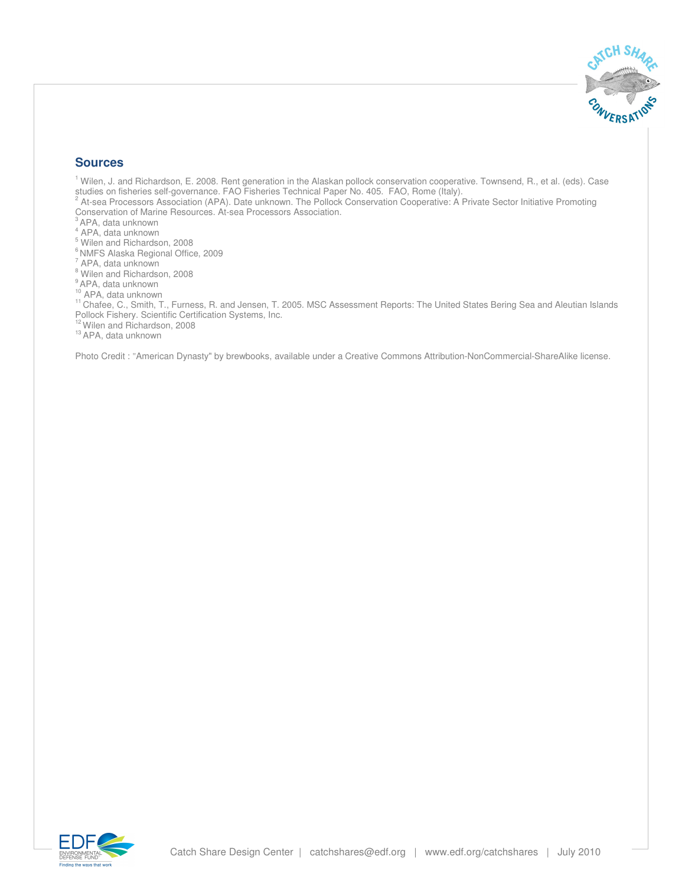## Sources

[1] Wilen, J. and Richardson, E. 2008. Rent generation in the Alaskan pollock conservation cooperative. Townsend, R., et al. (eds). Case studies on fisheries self-governance. FAO Fisheries Technical Paper No. 405. FAO, Rome (Italy).
[2] At-sea Processors Association (APA). Date unknown. The Pollock Conservation Cooperative: A Private Sector Initiative Promoting Conservation of Marine Resources. At-sea Processors Association.
[3] APA, data unknown
[4] APA, data unknown
[5] Wilen and Richardson, 2008
[6] NMFS Alaska Regional Office, 2009
[7] APA, data unknown
[8] Wilen and Richardson, 2008
[9] APA, data unknown
[10] APA, data unknown
[11] Chafee, C., Smith, T., Furness, R. and Jensen, T. 2005. MSC Assessment Reports: The United States Bering Sea and Aleutian Islands Pollock Fishery. Scientific Certification Systems, Inc.
[12] Wilen and Richardson, 2008
[13] APA, data unknown

Photo Credit : "American Dynasty" by brewbooks, available under a Creative Commons Attribution-NonCommercial-ShareAlike license.